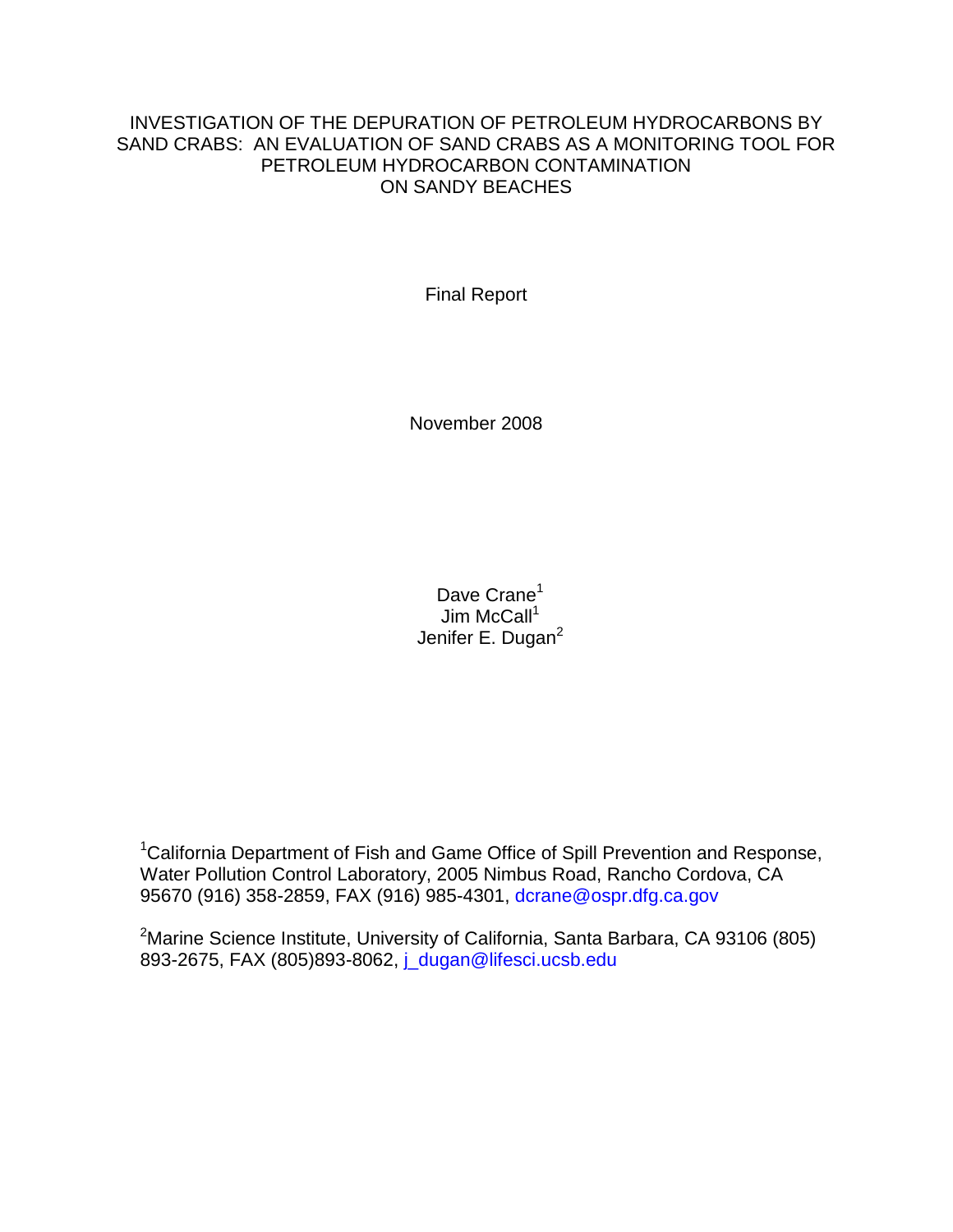# INVESTIGATION OF THE DEPURATION OF PETROLEUM HYDROCARBONS BY SAND CRABS: AN EVALUATION OF SAND CRABS AS A MONITORING TOOL FOR PETROLEUM HYDROCARBON CONTAMINATION ON SANDY BEACHES

Final Report

November 2008

Dave Crane[1]
Jim McCall[1]
Jenifer E. Dugan[2]

[1]California Department of Fish and Game Office of Spill Prevention and Response, Water Pollution Control Laboratory, 2005 Nimbus Road, Rancho Cordova, CA 95670 (916) 358-2859, FAX (916) 985-4301, dcrane@ospr.dfg.ca.gov

[2]Marine Science Institute, University of California, Santa Barbara, CA 93106 (805) 893-2675, FAX (805)893-8062, j_dugan@lifesci.ucsb.edu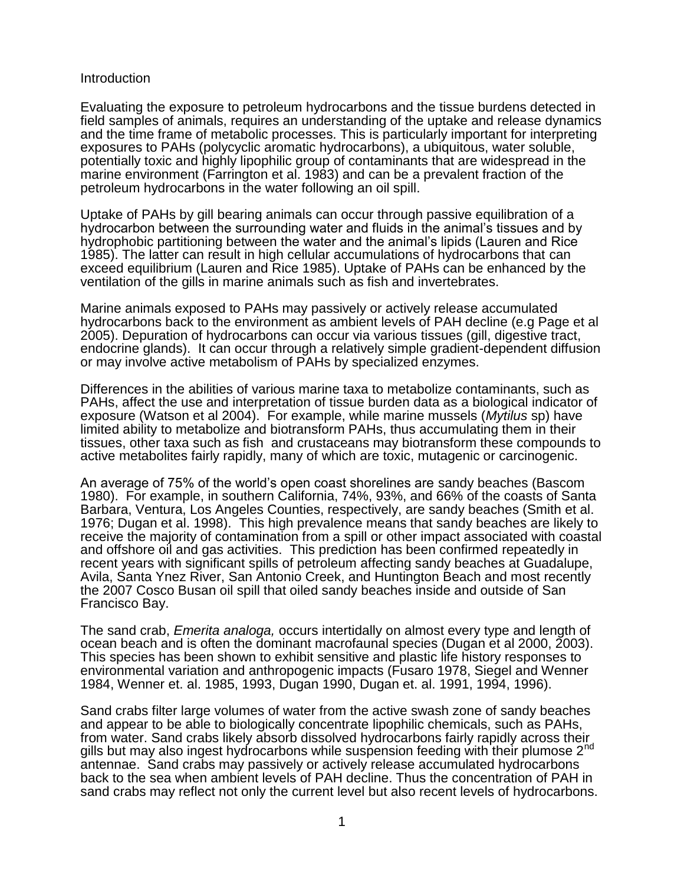## Introduction

Evaluating the exposure to petroleum hydrocarbons and the tissue burdens detected in field samples of animals, requires an understanding of the uptake and release dynamics and the time frame of metabolic processes. This is particularly important for interpreting exposures to PAHs (polycyclic aromatic hydrocarbons), a ubiquitous, water soluble, potentially toxic and highly lipophilic group of contaminants that are widespread in the marine environment (Farrington et al. 1983) and can be a prevalent fraction of the petroleum hydrocarbons in the water following an oil spill.

Uptake of PAHs by gill bearing animals can occur through passive equilibration of a hydrocarbon between the surrounding water and fluids in the animal's tissues and by hydrophobic partitioning between the water and the animal's lipids (Lauren and Rice 1985). The latter can result in high cellular accumulations of hydrocarbons that can exceed equilibrium (Lauren and Rice 1985). Uptake of PAHs can be enhanced by the ventilation of the gills in marine animals such as fish and invertebrates.

Marine animals exposed to PAHs may passively or actively release accumulated hydrocarbons back to the environment as ambient levels of PAH decline (e.g Page et al 2005). Depuration of hydrocarbons can occur via various tissues (gill, digestive tract, endocrine glands). It can occur through a relatively simple gradient-dependent diffusion or may involve active metabolism of PAHs by specialized enzymes.

Differences in the abilities of various marine taxa to metabolize contaminants, such as PAHs, affect the use and interpretation of tissue burden data as a biological indicator of exposure (Watson et al 2004). For example, while marine mussels (*Mytilus* sp) have limited ability to metabolize and biotransform PAHs, thus accumulating them in their tissues, other taxa such as fish and crustaceans may biotransform these compounds to active metabolites fairly rapidly, many of which are toxic, mutagenic or carcinogenic.

An average of 75% of the world's open coast shorelines are sandy beaches (Bascom 1980). For example, in southern California, 74%, 93%, and 66% of the coasts of Santa Barbara, Ventura, Los Angeles Counties, respectively, are sandy beaches (Smith et al. 1976; Dugan et al. 1998). This high prevalence means that sandy beaches are likely to receive the majority of contamination from a spill or other impact associated with coastal and offshore oil and gas activities. This prediction has been confirmed repeatedly in recent years with significant spills of petroleum affecting sandy beaches at Guadalupe, Avila, Santa Ynez River, San Antonio Creek, and Huntington Beach and most recently the 2007 Cosco Busan oil spill that oiled sandy beaches inside and outside of San Francisco Bay.

The sand crab, *Emerita analoga,* occurs intertidally on almost every type and length of ocean beach and is often the dominant macrofaunal species (Dugan et al 2000, 2003). This species has been shown to exhibit sensitive and plastic life history responses to environmental variation and anthropogenic impacts (Fusaro 1978, Siegel and Wenner 1984, Wenner et. al. 1985, 1993, Dugan 1990, Dugan et. al. 1991, 1994, 1996).

Sand crabs filter large volumes of water from the active swash zone of sandy beaches and appear to be able to biologically concentrate lipophilic chemicals, such as PAHs, from water. Sand crabs likely absorb dissolved hydrocarbons fairly rapidly across their gills but may also ingest hydrocarbons while suspension feeding with their plumose 2nd antennae. Sand crabs may passively or actively release accumulated hydrocarbons back to the sea when ambient levels of PAH decline. Thus the concentration of PAH in sand crabs may reflect not only the current level but also recent levels of hydrocarbons.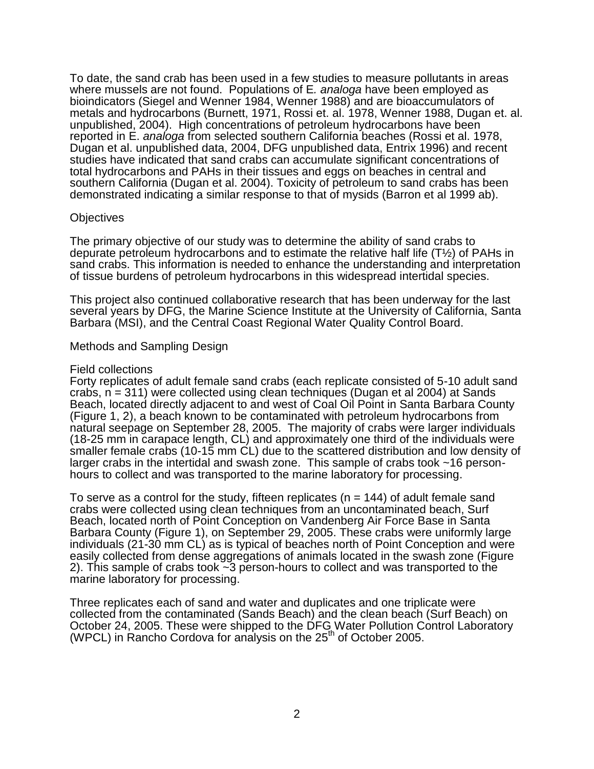To date, the sand crab has been used in a few studies to measure pollutants in areas where mussels are not found. Populations of E*. analoga* have been employed as bioindicators (Siegel and Wenner 1984, Wenner 1988) and are bioaccumulators of metals and hydrocarbons (Burnett, 1971, Rossi et. al. 1978, Wenner 1988, Dugan et. al. unpublished, 2004). High concentrations of petroleum hydrocarbons have been reported in E. *analoga* from selected southern California beaches (Rossi et al. 1978, Dugan et al. unpublished data, 2004, DFG unpublished data, Entrix 1996) and recent studies have indicated that sand crabs can accumulate significant concentrations of total hydrocarbons and PAHs in their tissues and eggs on beaches in central and southern California (Dugan et al. 2004). Toxicity of petroleum to sand crabs has been demonstrated indicating a similar response to that of mysids (Barron et al 1999 ab).

## Objectives

The primary objective of our study was to determine the ability of sand crabs to depurate petroleum hydrocarbons and to estimate the relative half life (T½) of PAHs in sand crabs. This information is needed to enhance the understanding and interpretation of tissue burdens of petroleum hydrocarbons in this widespread intertidal species.

This project also continued collaborative research that has been underway for the last several years by DFG, the Marine Science Institute at the University of California, Santa Barbara (MSI), and the Central Coast Regional Water Quality Control Board.

## Methods and Sampling Design

### Field collections

Forty replicates of adult female sand crabs (each replicate consisted of 5-10 adult sand crabs, n = 311) were collected using clean techniques (Dugan et al 2004) at Sands Beach, located directly adjacent to and west of Coal Oil Point in Santa Barbara County (Figure 1, 2), a beach known to be contaminated with petroleum hydrocarbons from natural seepage on September 28, 2005. The majority of crabs were larger individuals (18-25 mm in carapace length, CL) and approximately one third of the individuals were smaller female crabs (10-15 mm CL) due to the scattered distribution and low density of larger crabs in the intertidal and swash zone. This sample of crabs took ~16 person-hours to collect and was transported to the marine laboratory for processing.

To serve as a control for the study, fifteen replicates (n = 144) of adult female sand crabs were collected using clean techniques from an uncontaminated beach, Surf Beach, located north of Point Conception on Vandenberg Air Force Base in Santa Barbara County (Figure 1), on September 29, 2005. These crabs were uniformly large individuals (21-30 mm CL) as is typical of beaches north of Point Conception and were easily collected from dense aggregations of animals located in the swash zone (Figure 2). This sample of crabs took ~3 person-hours to collect and was transported to the marine laboratory for processing.

Three replicates each of sand and water and duplicates and one triplicate were collected from the contaminated (Sands Beach) and the clean beach (Surf Beach) on October 24, 2005. These were shipped to the DFG Water Pollution Control Laboratory (WPCL) in Rancho Cordova for analysis on the 25th of October 2005.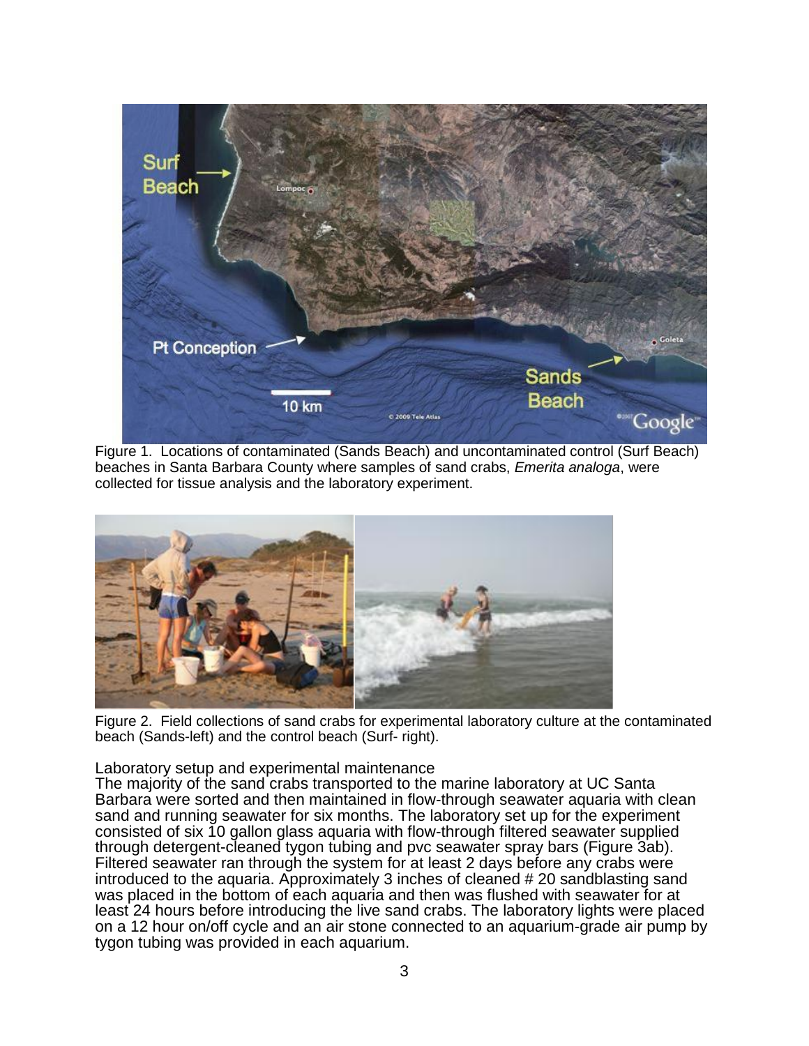Figure 1. Locations of contaminated (Sands Beach) and uncontaminated control (Surf Beach) beaches in Santa Barbara County where samples of sand crabs, *Emerita analoga*, were collected for tissue analysis and the laboratory experiment.

Figure 2. Field collections of sand crabs for experimental laboratory culture at the contaminated beach (Sands-left) and the control beach (Surf- right).

### Laboratory setup and experimental maintenance

The majority of the sand crabs transported to the marine laboratory at UC Santa Barbara were sorted and then maintained in flow-through seawater aquaria with clean sand and running seawater for six months. The laboratory set up for the experiment consisted of six 10 gallon glass aquaria with flow-through filtered seawater supplied through detergent-cleaned tygon tubing and pvc seawater spray bars (Figure 3ab). Filtered seawater ran through the system for at least 2 days before any crabs were introduced to the aquaria. Approximately 3 inches of cleaned # 20 sandblasting sand was placed in the bottom of each aquaria and then was flushed with seawater for at least 24 hours before introducing the live sand crabs. The laboratory lights were placed on a 12 hour on/off cycle and an air stone connected to an aquarium-grade air pump by tygon tubing was provided in each aquarium.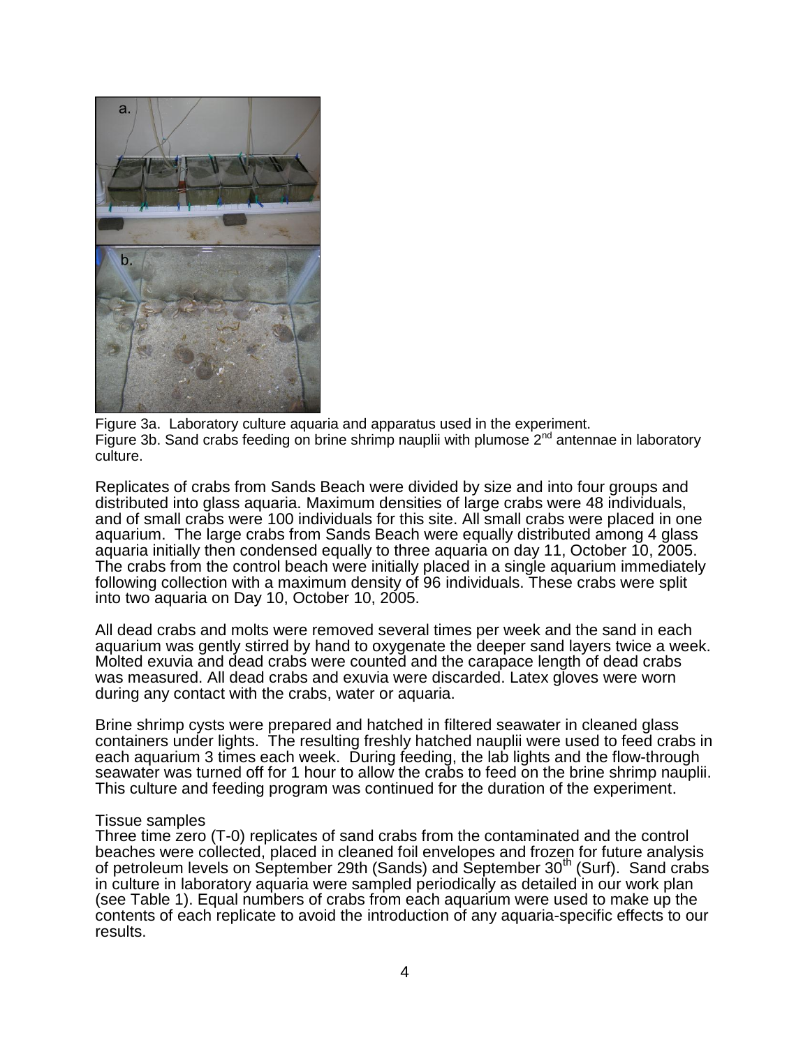Figure 3a. Laboratory culture aquaria and apparatus used in the experiment.
Figure 3b. Sand crabs feeding on brine shrimp nauplii with plumose 2[nd] antennae in laboratory culture.

Replicates of crabs from Sands Beach were divided by size and into four groups and distributed into glass aquaria. Maximum densities of large crabs were 48 individuals, and of small crabs were 100 individuals for this site. All small crabs were placed in one aquarium. The large crabs from Sands Beach were equally distributed among 4 glass aquaria initially then condensed equally to three aquaria on day 11, October 10, 2005. The crabs from the control beach were initially placed in a single aquarium immediately following collection with a maximum density of 96 individuals. These crabs were split into two aquaria on Day 10, October 10, 2005.

All dead crabs and molts were removed several times per week and the sand in each aquarium was gently stirred by hand to oxygenate the deeper sand layers twice a week. Molted exuvia and dead crabs were counted and the carapace length of dead crabs was measured. All dead crabs and exuvia were discarded. Latex gloves were worn during any contact with the crabs, water or aquaria.

Brine shrimp cysts were prepared and hatched in filtered seawater in cleaned glass containers under lights. The resulting freshly hatched nauplii were used to feed crabs in each aquarium 3 times each week. During feeding, the lab lights and the flow-through seawater was turned off for 1 hour to allow the crabs to feed on the brine shrimp nauplii. This culture and feeding program was continued for the duration of the experiment.

Tissue samples

Three time zero (T-0) replicates of sand crabs from the contaminated and the control beaches were collected, placed in cleaned foil envelopes and frozen for future analysis of petroleum levels on September 29th (Sands) and September 30[th] (Surf). Sand crabs in culture in laboratory aquaria were sampled periodically as detailed in our work plan (see Table 1). Equal numbers of crabs from each aquarium were used to make up the contents of each replicate to avoid the introduction of any aquaria-specific effects to our results.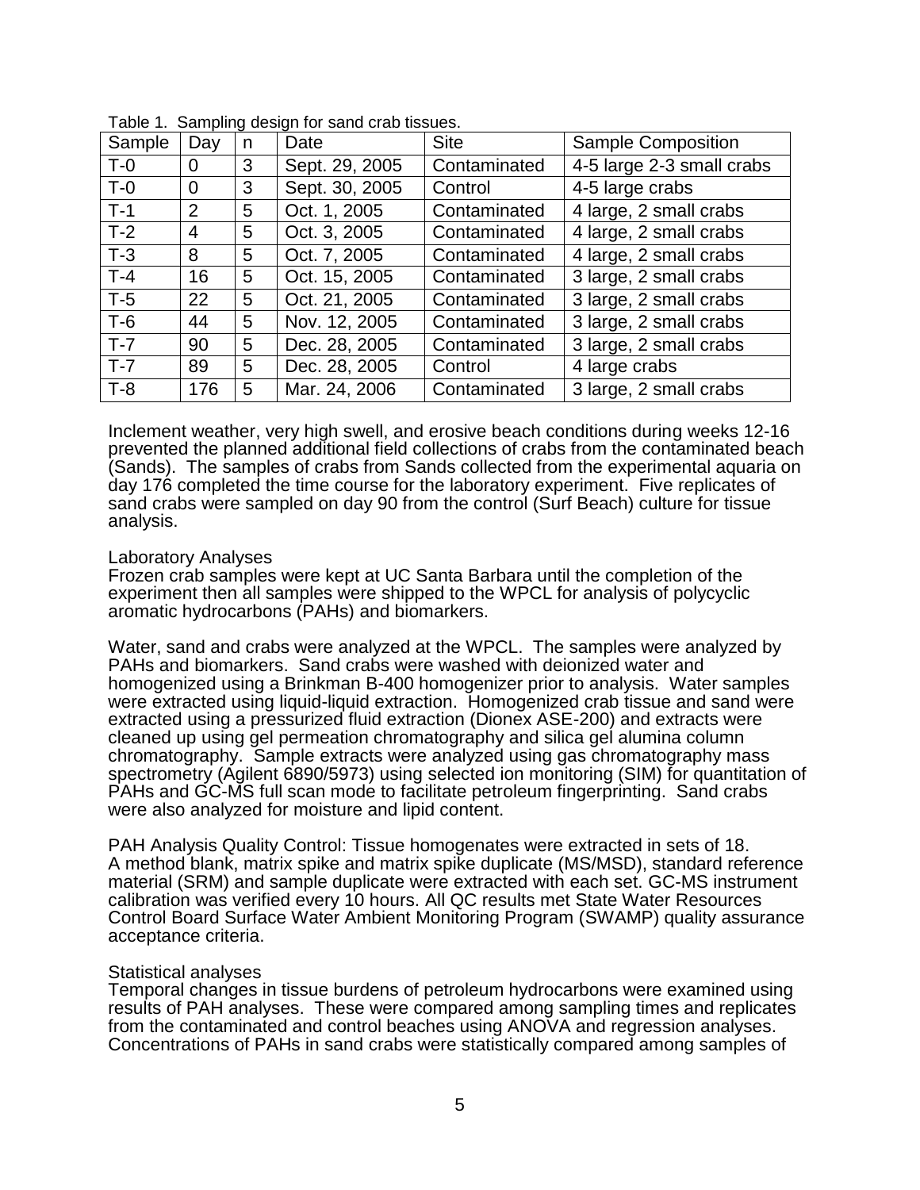Table 1. Sampling design for sand crab tissues.

| Sample | Day | n | Date | Site | Sample Composition |
|---|---|---|---|---|---|
| T-0 | 0 | 3 | Sept. 29, 2005 | Contaminated | 4-5 large 2-3 small crabs |
| T-0 | 0 | 3 | Sept. 30, 2005 | Control | 4-5 large crabs |
| T-1 | 2 | 5 | Oct. 1, 2005 | Contaminated | 4 large, 2 small crabs |
| T-2 | 4 | 5 | Oct. 3, 2005 | Contaminated | 4 large, 2 small crabs |
| T-3 | 8 | 5 | Oct. 7, 2005 | Contaminated | 4 large, 2 small crabs |
| T-4 | 16 | 5 | Oct. 15, 2005 | Contaminated | 3 large, 2 small crabs |
| T-5 | 22 | 5 | Oct. 21, 2005 | Contaminated | 3 large, 2 small crabs |
| T-6 | 44 | 5 | Nov. 12, 2005 | Contaminated | 3 large, 2 small crabs |
| T-7 | 90 | 5 | Dec. 28, 2005 | Contaminated | 3 large, 2 small crabs |
| T-7 | 89 | 5 | Dec. 28, 2005 | Control | 4 large crabs |
| T-8 | 176 | 5 | Mar. 24, 2006 | Contaminated | 3 large, 2 small crabs |

Inclement weather, very high swell, and erosive beach conditions during weeks 12-16 prevented the planned additional field collections of crabs from the contaminated beach (Sands). The samples of crabs from Sands collected from the experimental aquaria on day 176 completed the time course for the laboratory experiment. Five replicates of sand crabs were sampled on day 90 from the control (Surf Beach) culture for tissue analysis.

Laboratory Analyses

Frozen crab samples were kept at UC Santa Barbara until the completion of the experiment then all samples were shipped to the WPCL for analysis of polycyclic aromatic hydrocarbons (PAHs) and biomarkers.

Water, sand and crabs were analyzed at the WPCL. The samples were analyzed by PAHs and biomarkers. Sand crabs were washed with deionized water and homogenized using a Brinkman B-400 homogenizer prior to analysis. Water samples were extracted using liquid-liquid extraction. Homogenized crab tissue and sand were extracted using a pressurized fluid extraction (Dionex ASE-200) and extracts were cleaned up using gel permeation chromatography and silica gel alumina column chromatography. Sample extracts were analyzed using gas chromatography mass spectrometry (Agilent 6890/5973) using selected ion monitoring (SIM) for quantitation of PAHs and GC-MS full scan mode to facilitate petroleum fingerprinting. Sand crabs were also analyzed for moisture and lipid content.

PAH Analysis Quality Control: Tissue homogenates were extracted in sets of 18. A method blank, matrix spike and matrix spike duplicate (MS/MSD), standard reference material (SRM) and sample duplicate were extracted with each set. GC-MS instrument calibration was verified every 10 hours. All QC results met State Water Resources Control Board Surface Water Ambient Monitoring Program (SWAMP) quality assurance acceptance criteria.

Statistical analyses

Temporal changes in tissue burdens of petroleum hydrocarbons were examined using results of PAH analyses. These were compared among sampling times and replicates from the contaminated and control beaches using ANOVA and regression analyses. Concentrations of PAHs in sand crabs were statistically compared among samples of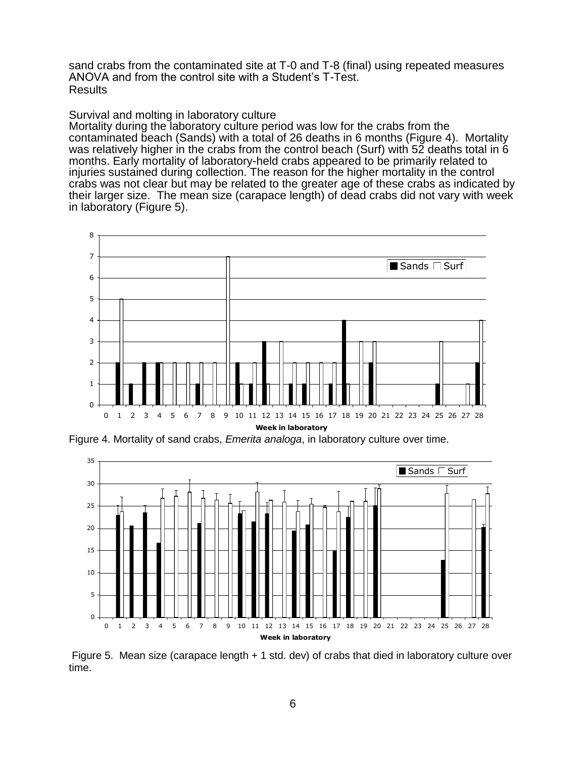sand crabs from the contaminated site at T-0 and T-8 (final) using repeated measures ANOVA and from the control site with a Student's T-Test.

## Results

### Survival and molting in laboratory culture

Mortality during the laboratory culture period was low for the crabs from the contaminated beach (Sands) with a total of 26 deaths in 6 months (Figure 4). Mortality was relatively higher in the crabs from the control beach (Surf) with 52 deaths total in 6 months. Early mortality of laboratory-held crabs appeared to be primarily related to injuries sustained during collection. The reason for the higher mortality in the control crabs was not clear but may be related to the greater age of these crabs as indicated by their larger size. The mean size (carapace length) of dead crabs did not vary with week in laboratory (Figure 5).

Figure 4. Mortality of sand crabs, *Emerita analoga*, in laboratory culture over time.

Figure 5. Mean size (carapace length + 1 std. dev) of crabs that died in laboratory culture over time.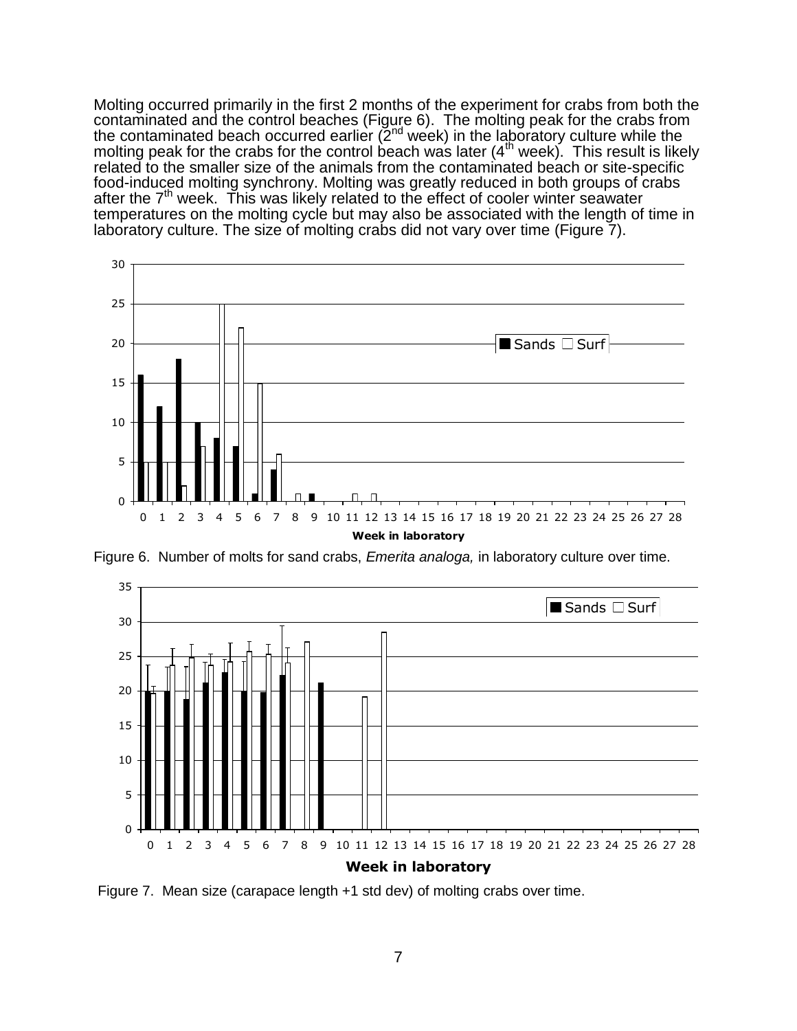Molting occurred primarily in the first 2 months of the experiment for crabs from both the contaminated and the control beaches (Figure 6). The molting peak for the crabs from the contaminated beach occurred earlier (2nd week) in the laboratory culture while the molting peak for the crabs for the control beach was later (4th week). This result is likely related to the smaller size of the animals from the contaminated beach or site-specific food-induced molting synchrony. Molting was greatly reduced in both groups of crabs after the 7th week. This was likely related to the effect of cooler winter seawater temperatures on the molting cycle but may also be associated with the length of time in laboratory culture. The size of molting crabs did not vary over time (Figure 7).

Figure 6. Number of molts for sand crabs, *Emerita analoga,* in laboratory culture over time.

Figure 7. Mean size (carapace length +1 std dev) of molting crabs over time.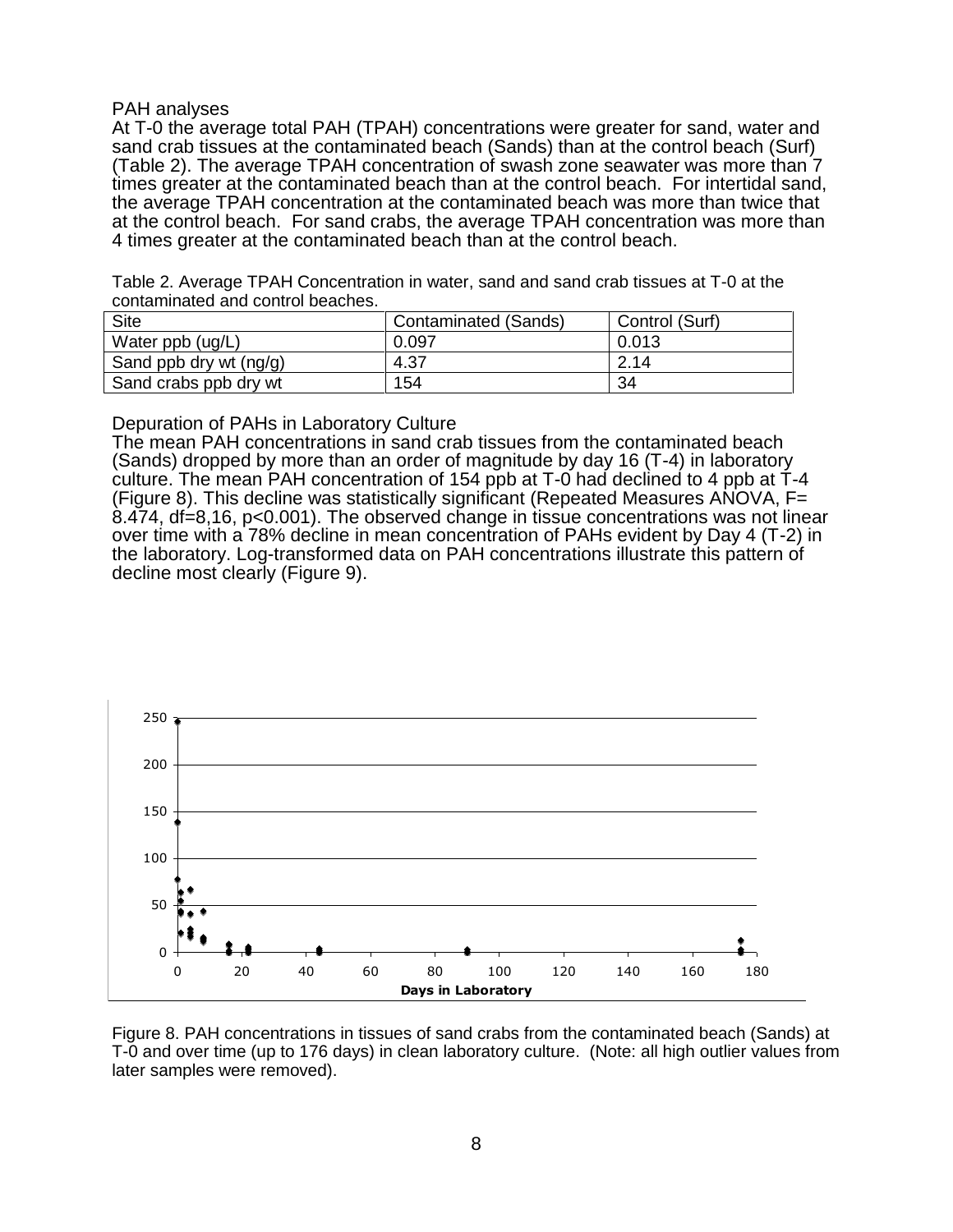PAH analyses

At T-0 the average total PAH (TPAH) concentrations were greater for sand, water and sand crab tissues at the contaminated beach (Sands) than at the control beach (Surf) (Table 2). The average TPAH concentration of swash zone seawater was more than 7 times greater at the contaminated beach than at the control beach. For intertidal sand, the average TPAH concentration at the contaminated beach was more than twice that at the control beach. For sand crabs, the average TPAH concentration was more than 4 times greater at the contaminated beach than at the control beach.

Table 2. Average TPAH Concentration in water, sand and sand crab tissues at T-0 at the contaminated and control beaches.

| Site | Contaminated (Sands) | Control (Surf) |
| --- | --- | --- |
| Water ppb (ug/L) | 0.097 | 0.013 |
| Sand ppb dry wt (ng/g) | 4.37 | 2.14 |
| Sand crabs ppb dry wt | 154 | 34 |

Depuration of PAHs in Laboratory Culture

The mean PAH concentrations in sand crab tissues from the contaminated beach (Sands) dropped by more than an order of magnitude by day 16 (T-4) in laboratory culture. The mean PAH concentration of 154 ppb at T-0 had declined to 4 ppb at T-4 (Figure 8). This decline was statistically significant (Repeated Measures ANOVA, $F = 8.474$, $df = 8,16$, $p < 0.001$). The observed change in tissue concentrations was not linear over time with a 78% decline in mean concentration of PAHs evident by Day 4 (T-2) in the laboratory. Log-transformed data on PAH concentrations illustrate this pattern of decline most clearly (Figure 9).

Figure 8. PAH concentrations in tissues of sand crabs from the contaminated beach (Sands) at T-0 and over time (up to 176 days) in clean laboratory culture. (Note: all high outlier values from later samples were removed).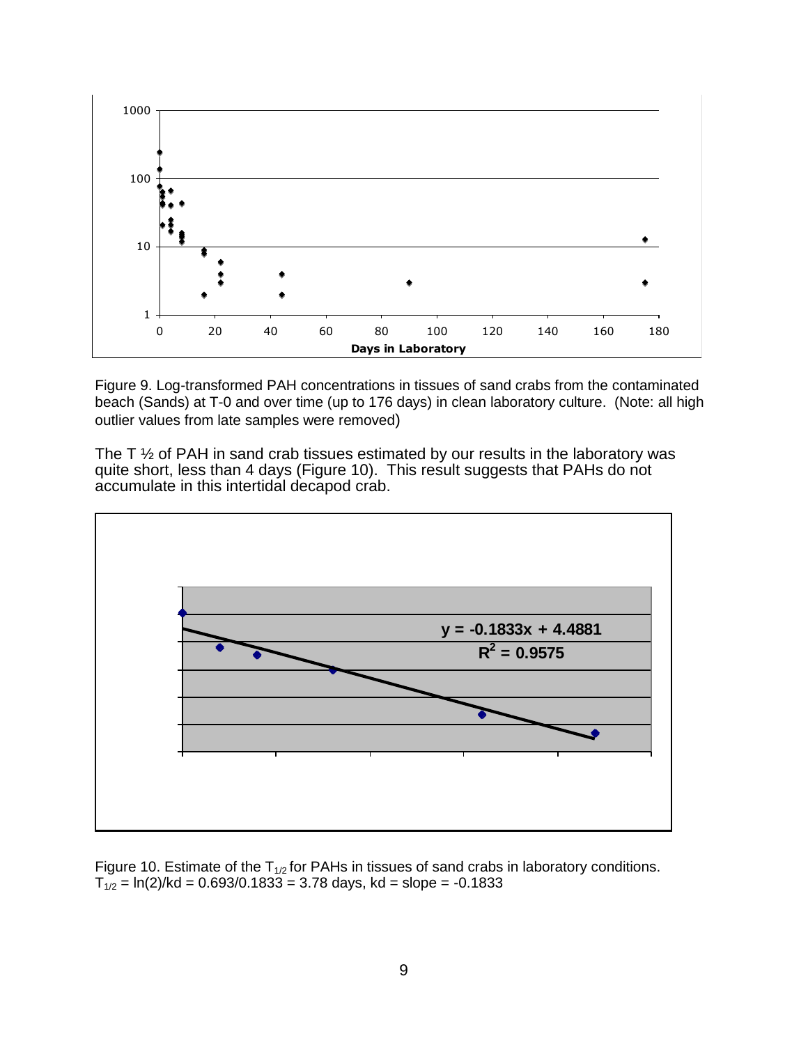Figure 9. Log-transformed PAH concentrations in tissues of sand crabs from the contaminated beach (Sands) at T-0 and over time (up to 176 days) in clean laboratory culture. (Note: all high outlier values from late samples were removed)

The T ½ of PAH in sand crab tissues estimated by our results in the laboratory was quite short, less than 4 days (Figure 10). This result suggests that PAHs do not accumulate in this intertidal decapod crab.

Figure 10. Estimate of the $T_{1/2}$ for PAHs in tissues of sand crabs in laboratory conditions. $T_{1/2} = \ln(2)/kd = 0.693/0.1833 = 3.78$ days, kd = slope = -0.1833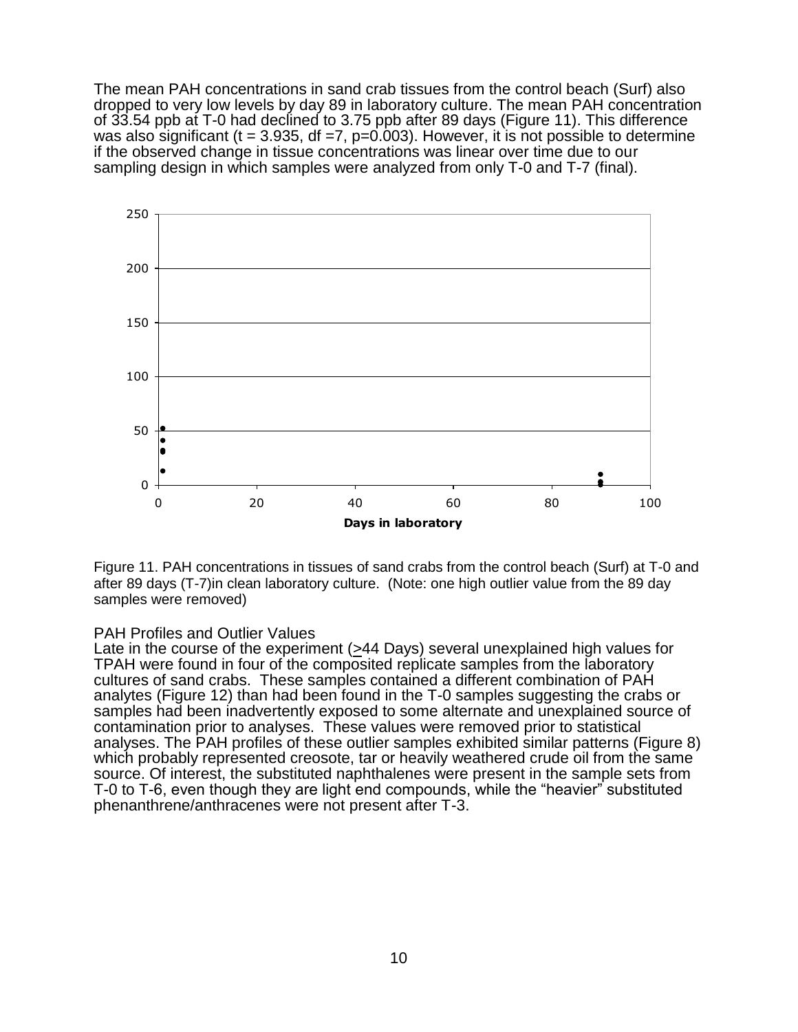The mean PAH concentrations in sand crab tissues from the control beach (Surf) also dropped to very low levels by day 89 in laboratory culture. The mean PAH concentration of 33.54 ppb at T-0 had declined to 3.75 ppb after 89 days (Figure 11). This difference was also significant ($t = 3.935$, $df = 7$, $p = 0.003$). However, it is not possible to determine if the observed change in tissue concentrations was linear over time due to our sampling design in which samples were analyzed from only T-0 and T-7 (final).

Figure 11. PAH concentrations in tissues of sand crabs from the control beach (Surf) at T-0 and after 89 days (T-7)in clean laboratory culture. (Note: one high outlier value from the 89 day samples were removed)

### PAH Profiles and Outlier Values

Late in the course of the experiment ($\geq$44 Days) several unexplained high values for TPAH were found in four of the composited replicate samples from the laboratory cultures of sand crabs. These samples contained a different combination of PAH analytes (Figure 12) than had been found in the T-0 samples suggesting the crabs or samples had been inadvertently exposed to some alternate and unexplained source of contamination prior to analyses. These values were removed prior to statistical analyses. The PAH profiles of these outlier samples exhibited similar patterns (Figure 8) which probably represented creosote, tar or heavily weathered crude oil from the same source. Of interest, the substituted naphthalenes were present in the sample sets from T-0 to T-6, even though they are light end compounds, while the "heavier" substituted phenanthrene/anthracenes were not present after T-3.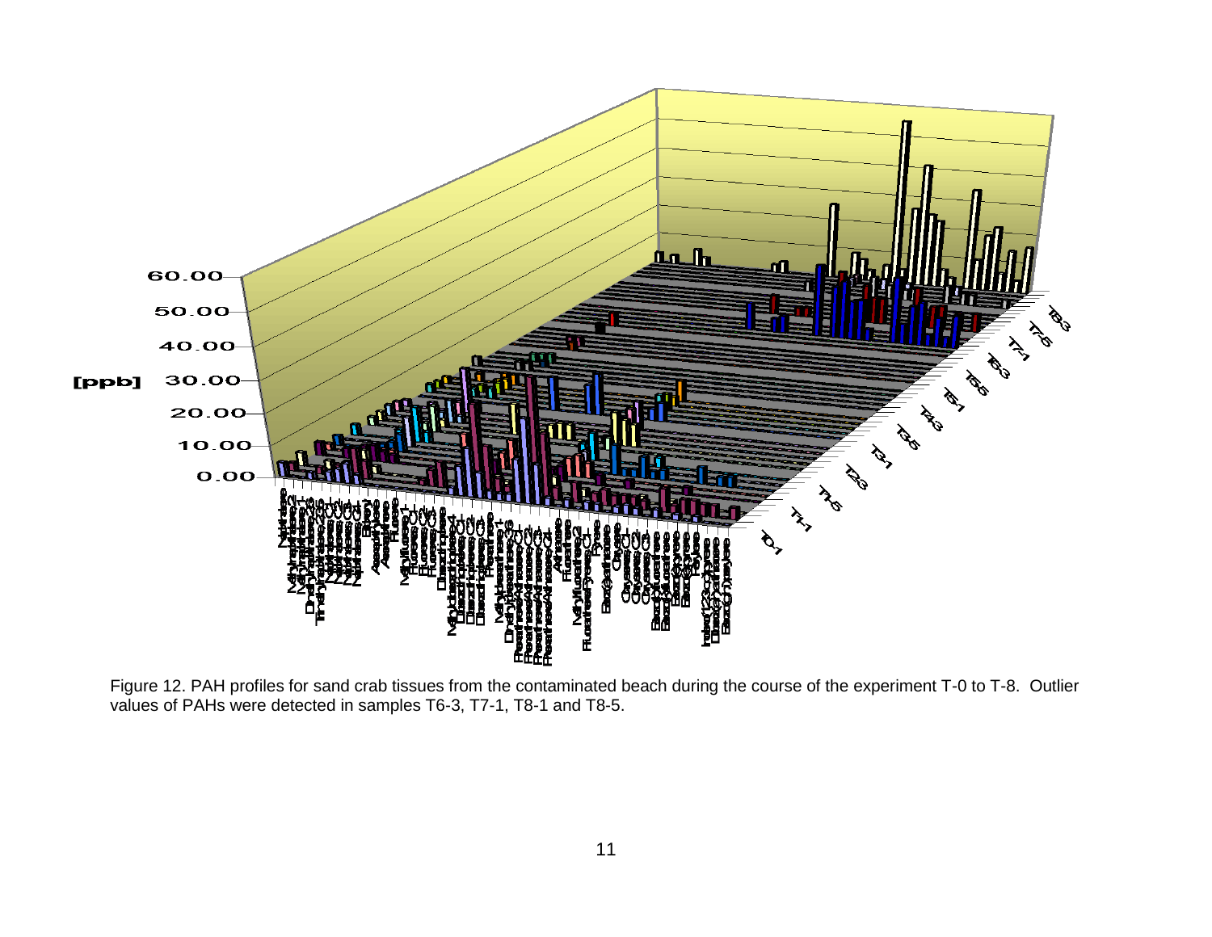Figure 12. PAH profiles for sand crab tissues from the contaminated beach during the course of the experiment T-0 to T-8. Outlier values of PAHs were detected in samples T6-3, T7-1, T8-1 and T8-5.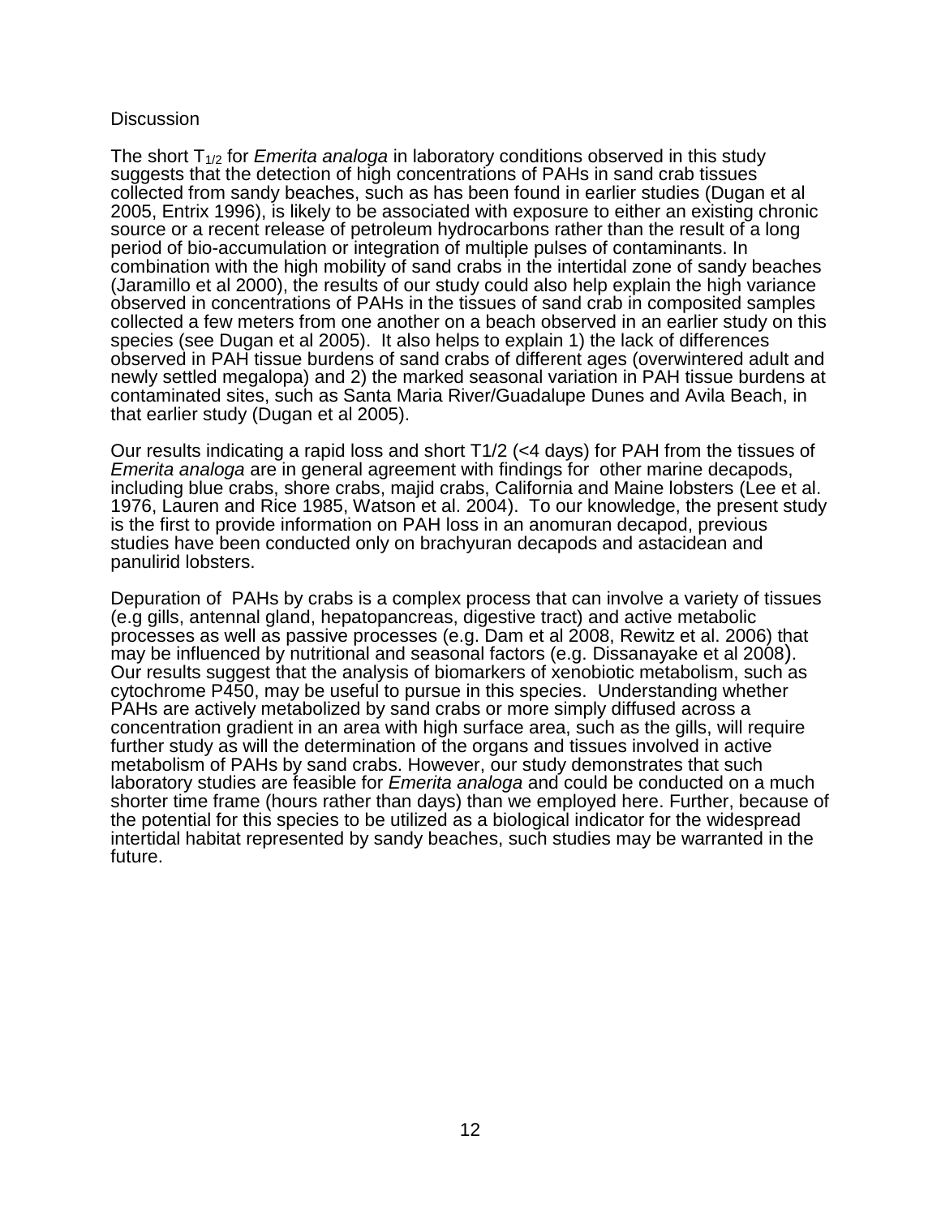## Discussion

The short $T_{1/2}$ for *Emerita analoga* in laboratory conditions observed in this study suggests that the detection of high concentrations of PAHs in sand crab tissues collected from sandy beaches, such as has been found in earlier studies (Dugan et al 2005, Entrix 1996), is likely to be associated with exposure to either an existing chronic source or a recent release of petroleum hydrocarbons rather than the result of a long period of bio-accumulation or integration of multiple pulses of contaminants. In combination with the high mobility of sand crabs in the intertidal zone of sandy beaches (Jaramillo et al 2000), the results of our study could also help explain the high variance observed in concentrations of PAHs in the tissues of sand crab in composited samples collected a few meters from one another on a beach observed in an earlier study on this species (see Dugan et al 2005). It also helps to explain 1) the lack of differences observed in PAH tissue burdens of sand crabs of different ages (overwintered adult and newly settled megalopa) and 2) the marked seasonal variation in PAH tissue burdens at contaminated sites, such as Santa Maria River/Guadalupe Dunes and Avila Beach, in that earlier study (Dugan et al 2005).

Our results indicating a rapid loss and short T1/2 (<4 days) for PAH from the tissues of *Emerita analoga* are in general agreement with findings for other marine decapods, including blue crabs, shore crabs, majid crabs, California and Maine lobsters (Lee et al. 1976, Lauren and Rice 1985, Watson et al. 2004). To our knowledge, the present study is the first to provide information on PAH loss in an anomuran decapod, previous studies have been conducted only on brachyuran decapods and astacidean and panulirid lobsters.

Depuration of PAHs by crabs is a complex process that can involve a variety of tissues (e.g gills, antennal gland, hepatopancreas, digestive tract) and active metabolic processes as well as passive processes (e.g. Dam et al 2008, Rewitz et al. 2006) that may be influenced by nutritional and seasonal factors (e.g. Dissanayake et al 2008). Our results suggest that the analysis of biomarkers of xenobiotic metabolism, such as cytochrome P450, may be useful to pursue in this species. Understanding whether PAHs are actively metabolized by sand crabs or more simply diffused across a concentration gradient in an area with high surface area, such as the gills, will require further study as will the determination of the organs and tissues involved in active metabolism of PAHs by sand crabs. However, our study demonstrates that such laboratory studies are feasible for *Emerita analoga* and could be conducted on a much shorter time frame (hours rather than days) than we employed here. Further, because of the potential for this species to be utilized as a biological indicator for the widespread intertidal habitat represented by sandy beaches, such studies may be warranted in the future.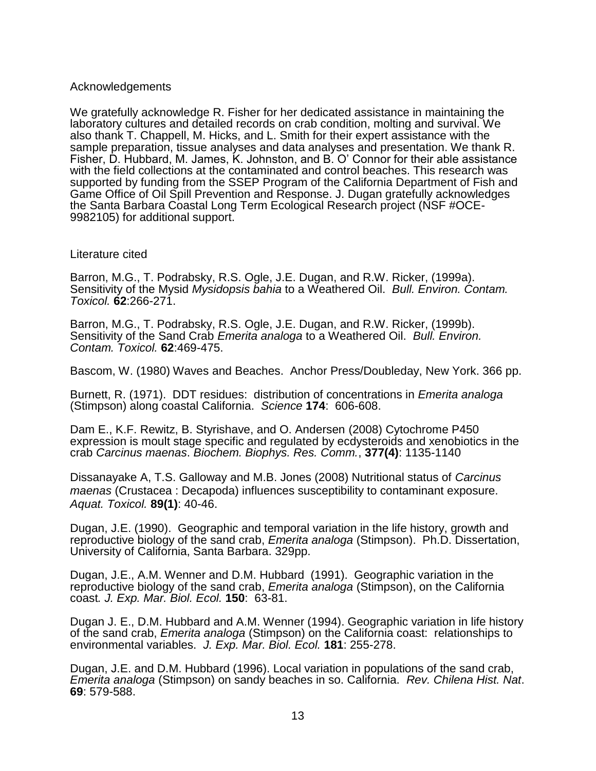## Acknowledgements

We gratefully acknowledge R. Fisher for her dedicated assistance in maintaining the laboratory cultures and detailed records on crab condition, molting and survival. We also thank T. Chappell, M. Hicks, and L. Smith for their expert assistance with the sample preparation, tissue analyses and data analyses and presentation. We thank R. Fisher, D. Hubbard, M. James, K. Johnston, and B. O' Connor for their able assistance with the field collections at the contaminated and control beaches. This research was supported by funding from the SSEP Program of the California Department of Fish and Game Office of Oil Spill Prevention and Response. J. Dugan gratefully acknowledges the Santa Barbara Coastal Long Term Ecological Research project (NSF #OCE-9982105) for additional support.

## Literature cited

Barron, M.G., T. Podrabsky, R.S. Ogle, J.E. Dugan, and R.W. Ricker, (1999a). Sensitivity of the Mysid *Mysidopsis bahia* to a Weathered Oil. *Bull. Environ. Contam. Toxicol.* **62**:266-271.

Barron, M.G., T. Podrabsky, R.S. Ogle, J.E. Dugan, and R.W. Ricker, (1999b). Sensitivity of the Sand Crab *Emerita analoga* to a Weathered Oil. *Bull. Environ. Contam. Toxicol.* **62**:469-475.

Bascom, W. (1980) Waves and Beaches. Anchor Press/Doubleday, New York. 366 pp.

Burnett, R. (1971). DDT residues: distribution of concentrations in *Emerita analoga* (Stimpson) along coastal California. *Science* **174**: 606-608.

Dam E., K.F. Rewitz, B. Styrishave, and O. Andersen (2008) Cytochrome P450 expression is moult stage specific and regulated by ecdysteroids and xenobiotics in the crab *Carcinus maenas*. *Biochem. Biophys. Res. Comm.*, **377(4)**: 1135-1140

Dissanayake A, T.S. Galloway and M.B. Jones (2008) Nutritional status of *Carcinus maenas* (Crustacea : Decapoda) influences susceptibility to contaminant exposure. *Aquat. Toxicol.* **89(1)**: 40-46.

Dugan, J.E. (1990). Geographic and temporal variation in the life history, growth and reproductive biology of the sand crab, *Emerita analoga* (Stimpson). Ph.D. Dissertation, University of California, Santa Barbara. 329pp.

Dugan, J.E., A.M. Wenner and D.M. Hubbard (1991). Geographic variation in the reproductive biology of the sand crab, *Emerita analoga* (Stimpson), on the California coast. *J. Exp. Mar. Biol. Ecol.* **150**: 63-81.

Dugan J. E., D.M. Hubbard and A.M. Wenner (1994). Geographic variation in life history of the sand crab, *Emerita analoga* (Stimpson) on the California coast: relationships to environmental variables. *J. Exp. Mar. Biol. Ecol.* **181**: 255-278.

Dugan, J.E. and D.M. Hubbard (1996). Local variation in populations of the sand crab, *Emerita analoga* (Stimpson) on sandy beaches in so. California. *Rev. Chilena Hist. Nat*. **69**: 579-588.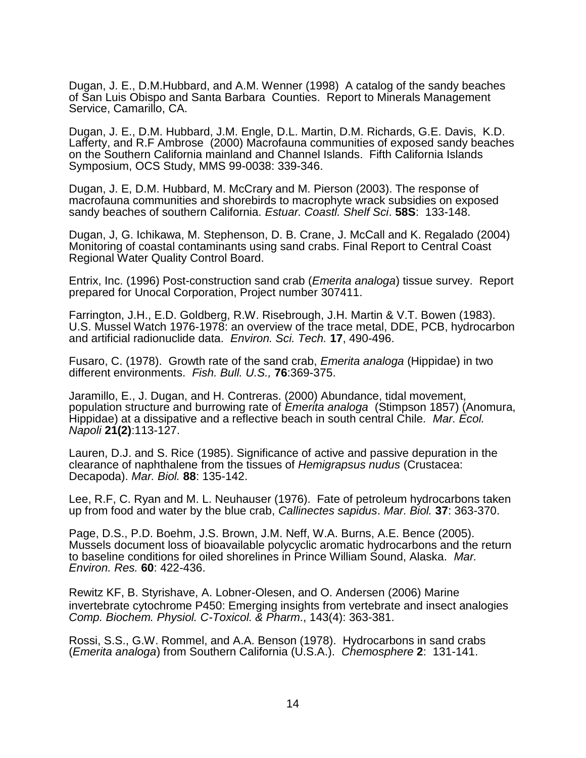Dugan, J. E., D.M.Hubbard, and A.M. Wenner (1998) A catalog of the sandy beaches of San Luis Obispo and Santa Barbara Counties. Report to Minerals Management Service, Camarillo, CA.

Dugan, J. E., D.M. Hubbard, J.M. Engle, D.L. Martin, D.M. Richards, G.E. Davis, K.D. Lafferty, and R.F Ambrose (2000) Macrofauna communities of exposed sandy beaches on the Southern California mainland and Channel Islands. Fifth California Islands Symposium, OCS Study, MMS 99-0038: 339-346.

Dugan, J. E, D.M. Hubbard, M. McCrary and M. Pierson (2003). The response of macrofauna communities and shorebirds to macrophyte wrack subsidies on exposed sandy beaches of southern California. *Estuar. Coastl. Shelf Sci*. **58S**: 133-148.

Dugan, J, G. Ichikawa, M. Stephenson, D. B. Crane, J. McCall and K. Regalado (2004) Monitoring of coastal contaminants using sand crabs. Final Report to Central Coast Regional Water Quality Control Board.

Entrix, Inc. (1996) Post-construction sand crab (*Emerita analoga*) tissue survey. Report prepared for Unocal Corporation, Project number 307411.

Farrington, J.H., E.D. Goldberg, R.W. Risebrough, J.H. Martin & V.T. Bowen (1983). U.S. Mussel Watch 1976-1978: an overview of the trace metal, DDE, PCB, hydrocarbon and artificial radionuclide data. *Environ. Sci. Tech.* **17**, 490-496.

Fusaro, C. (1978). Growth rate of the sand crab, *Emerita analoga* (Hippidae) in two different environments. *Fish. Bull. U.S.,* **76**:369-375.

Jaramillo, E., J. Dugan, and H. Contreras. (2000) Abundance, tidal movement, population structure and burrowing rate of *Emerita analoga* (Stimpson 1857) (Anomura, Hippidae) at a dissipative and a reflective beach in south central Chile. *Mar. Ecol. Napoli* **21(2)**:113-127.

Lauren, D.J. and S. Rice (1985). Significance of active and passive depuration in the clearance of naphthalene from the tissues of *Hemigrapsus nudus* (Crustacea: Decapoda). *Mar. Biol.* **88**: 135-142.

Lee, R.F, C. Ryan and M. L. Neuhauser (1976). Fate of petroleum hydrocarbons taken up from food and water by the blue crab, *Callinectes sapidus*. *Mar. Biol.* **37**: 363-370.

Page, D.S., P.D. Boehm, J.S. Brown, J.M. Neff, W.A. Burns, A.E. Bence (2005). Mussels document loss of bioavailable polycyclic aromatic hydrocarbons and the return to baseline conditions for oiled shorelines in Prince William Sound, Alaska. *Mar. Environ. Res.* **60**: 422-436.

Rewitz KF, B. Styrishave, A. Lobner-Olesen, and O. Andersen (2006) Marine invertebrate cytochrome P450: Emerging insights from vertebrate and insect analogies *Comp. Biochem. Physiol. C-Toxicol. & Pharm*., 143(4): 363-381.

Rossi, S.S., G.W. Rommel, and A.A. Benson (1978). Hydrocarbons in sand crabs (*Emerita analoga*) from Southern California (U.S.A.). *Chemosphere* **2**: 131-141.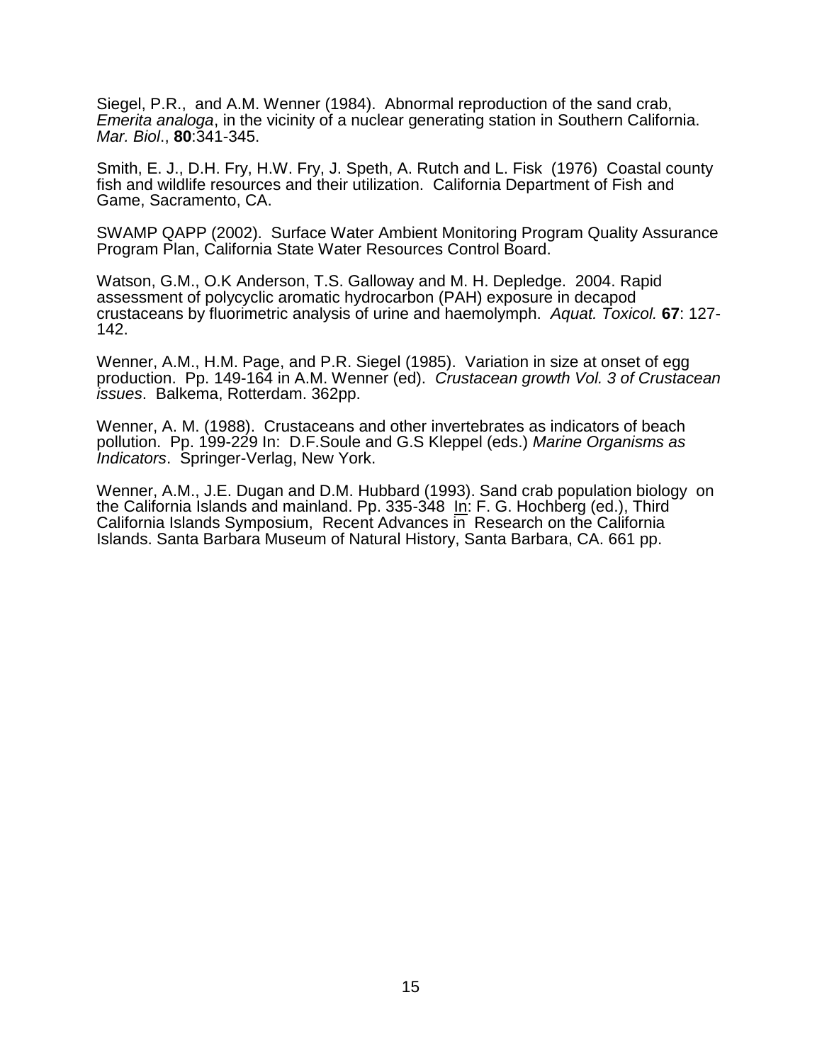Siegel, P.R., and A.M. Wenner (1984). Abnormal reproduction of the sand crab, *Emerita analoga*, in the vicinity of a nuclear generating station in Southern California. *Mar. Biol*., **80**:341-345.

Smith, E. J., D.H. Fry, H.W. Fry, J. Speth, A. Rutch and L. Fisk (1976) Coastal county fish and wildlife resources and their utilization. California Department of Fish and Game, Sacramento, CA.

SWAMP QAPP (2002). Surface Water Ambient Monitoring Program Quality Assurance Program Plan, California State Water Resources Control Board.

Watson, G.M., O.K Anderson, T.S. Galloway and M. H. Depledge. 2004. Rapid assessment of polycyclic aromatic hydrocarbon (PAH) exposure in decapod crustaceans by fluorimetric analysis of urine and haemolymph. *Aquat. Toxicol.* **67**: 127-142.

Wenner, A.M., H.M. Page, and P.R. Siegel (1985). Variation in size at onset of egg production. Pp. 149-164 in A.M. Wenner (ed). *Crustacean growth Vol. 3 of Crustacean issues*. Balkema, Rotterdam. 362pp.

Wenner, A. M. (1988). Crustaceans and other invertebrates as indicators of beach pollution. Pp. 199-229 In: D.F.Soule and G.S Kleppel (eds.) *Marine Organisms as Indicators*. Springer-Verlag, New York.

Wenner, A.M., J.E. Dugan and D.M. Hubbard (1993). Sand crab population biology on the California Islands and mainland. Pp. 335-348 In: F. G. Hochberg (ed.), Third California Islands Symposium, Recent Advances in Research on the California Islands. Santa Barbara Museum of Natural History, Santa Barbara, CA. 661 pp.